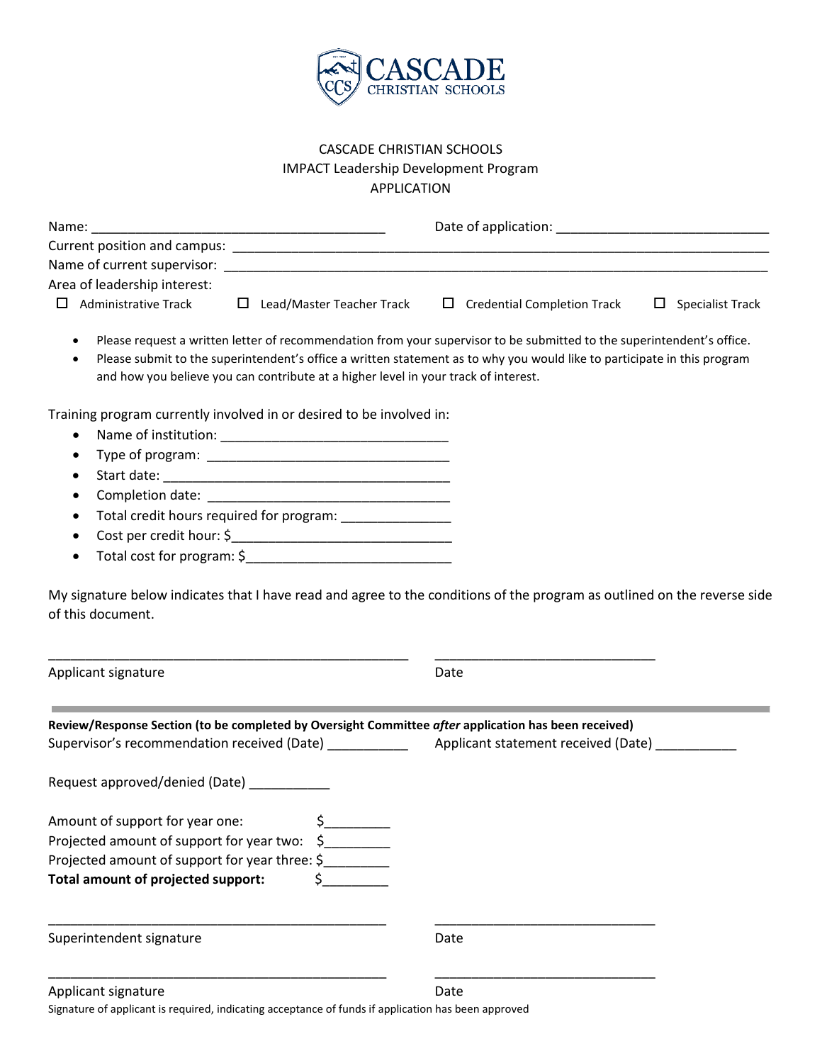CASCADE CHRISTIAN SCHOOLS
IMPACT Leadership Development Program
APPLICATION

Name: ________________________________________ Date of application: ____________________________

Current position and campus: ____________________________________________________________________________

Name of current supervisor: _____________________________________________________________________________

Area of leadership interest:

☐ Administrative Track ☐ Lead/Master Teacher Track ☐ Credential Completion Track ☐ Specialist Track

- Please request a written letter of recommendation from your supervisor to be submitted to the superintendent's office.
- Please submit to the superintendent's office a written statement as to why you would like to participate in this program and how you believe you can contribute at a higher level in your track of interest.

Training program currently involved in or desired to be involved in:

- Name of institution: ______________________________
- Type of program: ________________________________
- Start date: ____________________________________
- Completion date: ________________________________
- Total credit hours required for program: ______________
- Cost per credit hour: $_____________________________
- Total cost for program: $___________________________

My signature below indicates that I have read and agree to the conditions of the program as outlined on the reverse side of this document.

_________________________________________________ ______________________________

Applicant signature Date

---

**Review/Response Section (to be completed by Oversight Committee *after* application has been received)**

Supervisor's recommendation received (Date) ___________ Applicant statement received (Date) ___________

Request approved/denied (Date) ___________

Amount of support for year one: $_________

Projected amount of support for year two: $_________

Projected amount of support for year three: $_________

**Total amount of projected support:** $_________

______________________________________________ ______________________________

Superintendent signature Date

______________________________________________ ______________________________

Applicant signature Date

Signature of applicant is required, indicating acceptance of funds if application has been approved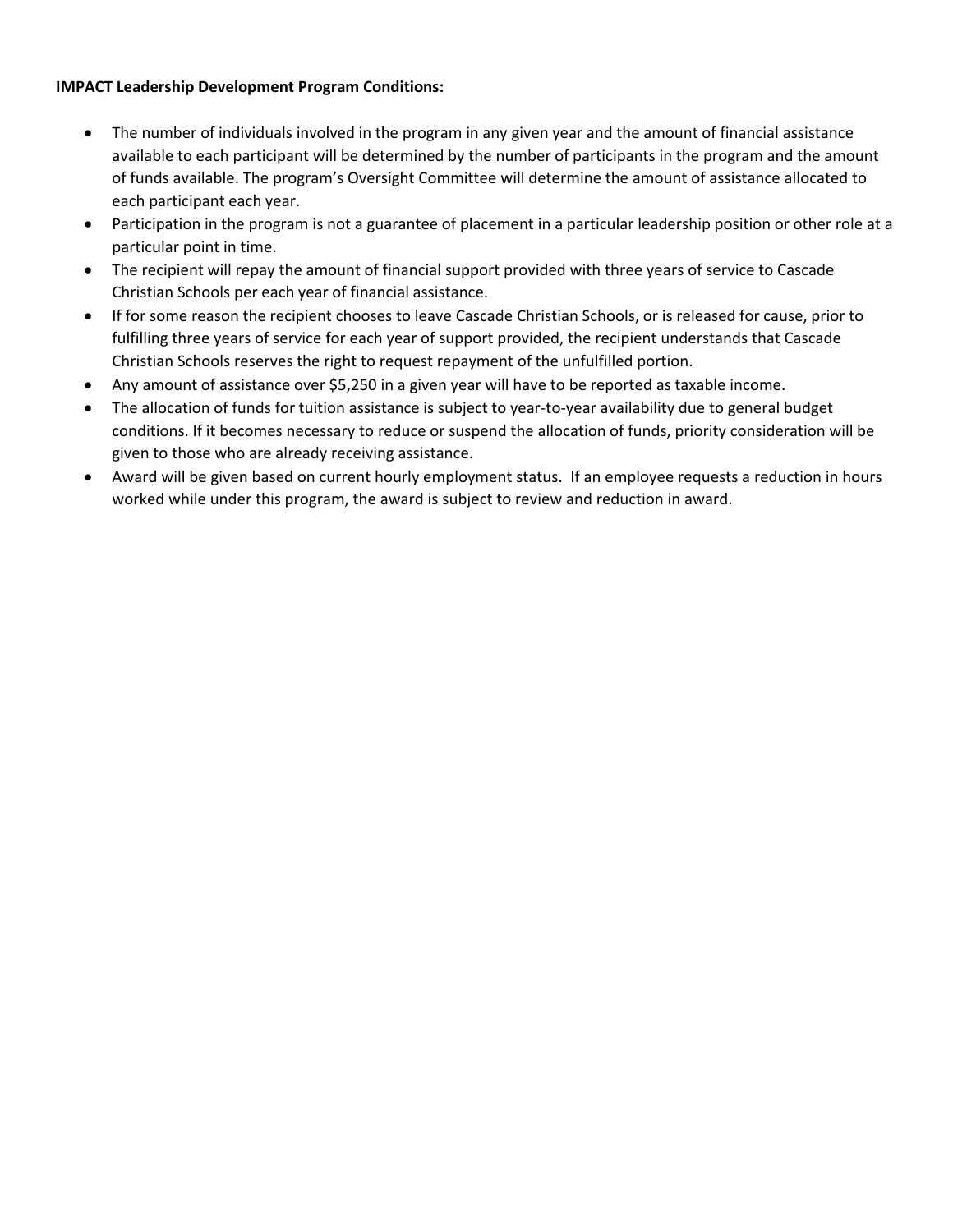**IMPACT Leadership Development Program Conditions:**

- The number of individuals involved in the program in any given year and the amount of financial assistance available to each participant will be determined by the number of participants in the program and the amount of funds available. The program's Oversight Committee will determine the amount of assistance allocated to each participant each year.
- Participation in the program is not a guarantee of placement in a particular leadership position or other role at a particular point in time.
- The recipient will repay the amount of financial support provided with three years of service to Cascade Christian Schools per each year of financial assistance.
- If for some reason the recipient chooses to leave Cascade Christian Schools, or is released for cause, prior to fulfilling three years of service for each year of support provided, the recipient understands that Cascade Christian Schools reserves the right to request repayment of the unfulfilled portion.
- Any amount of assistance over $5,250 in a given year will have to be reported as taxable income.
- The allocation of funds for tuition assistance is subject to year-to-year availability due to general budget conditions. If it becomes necessary to reduce or suspend the allocation of funds, priority consideration will be given to those who are already receiving assistance.
- Award will be given based on current hourly employment status. If an employee requests a reduction in hours worked while under this program, the award is subject to review and reduction in award.